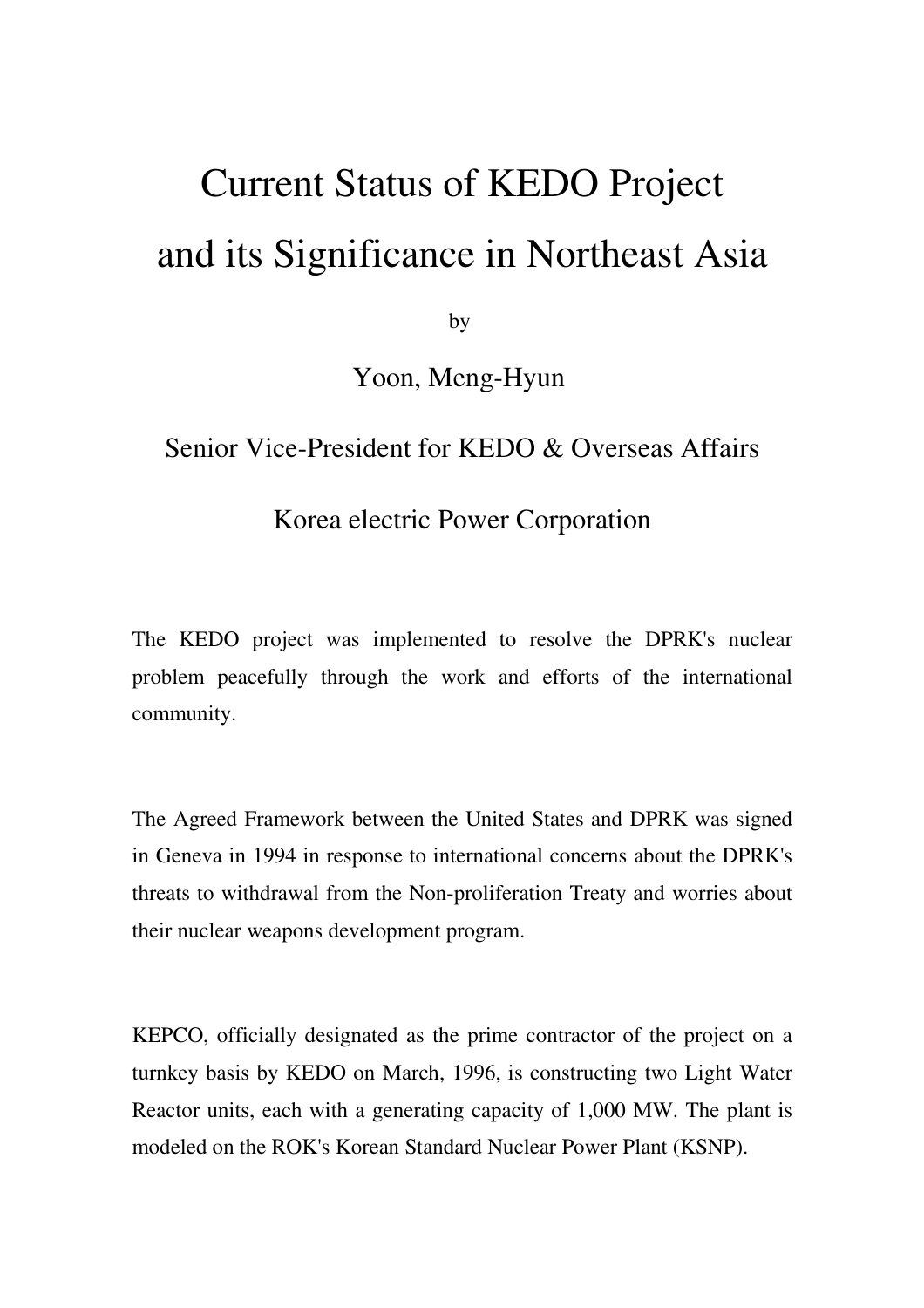# Current Status of KEDO Project and its Significance in Northeast Asia

by

Yoon, Meng-Hyun

Senior Vice-President for KEDO & Overseas Affairs

Korea electric Power Corporation

The KEDO project was implemented to resolve the DPRK's nuclear problem peacefully through the work and efforts of the international community.

The Agreed Framework between the United States and DPRK was signed in Geneva in 1994 in response to international concerns about the DPRK's threats to withdrawal from the Non-proliferation Treaty and worries about their nuclear weapons development program.

KEPCO, officially designated as the prime contractor of the project on a turnkey basis by KEDO on March, 1996, is constructing two Light Water Reactor units, each with a generating capacity of 1,000 MW. The plant is modeled on the ROK's Korean Standard Nuclear Power Plant (KSNP).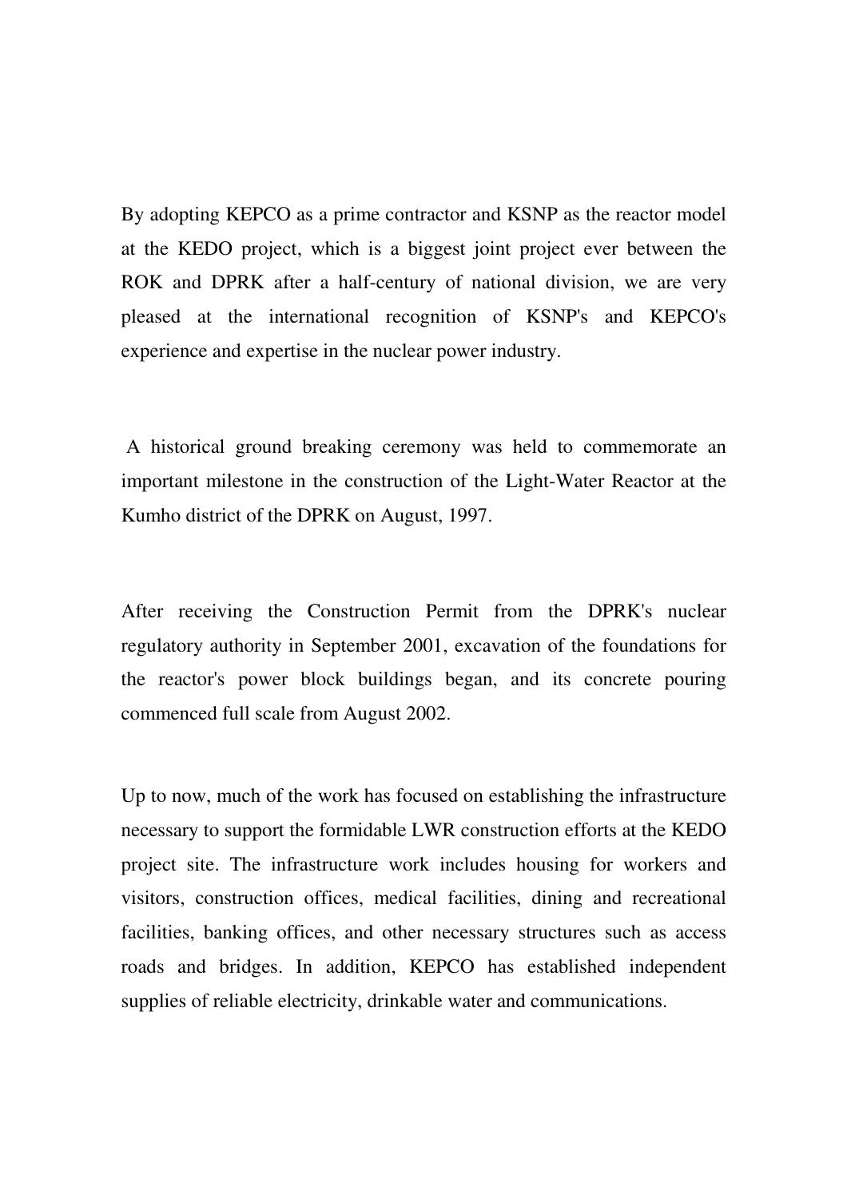By adopting KEPCO as a prime contractor and KSNP as the reactor model at the KEDO project, which is a biggest joint project ever between the ROK and DPRK after a half-century of national division, we are very pleased at the international recognition of KSNP's and KEPCO's experience and expertise in the nuclear power industry.

A historical ground breaking ceremony was held to commemorate an important milestone in the construction of the Light-Water Reactor at the Kumho district of the DPRK on August, 1997.

After receiving the Construction Permit from the DPRK's nuclear regulatory authority in September 2001, excavation of the foundations for the reactor's power block buildings began, and its concrete pouring commenced full scale from August 2002.

Up to now, much of the work has focused on establishing the infrastructure necessary to support the formidable LWR construction efforts at the KEDO project site. The infrastructure work includes housing for workers and visitors, construction offices, medical facilities, dining and recreational facilities, banking offices, and other necessary structures such as access roads and bridges. In addition, KEPCO has established independent supplies of reliable electricity, drinkable water and communications.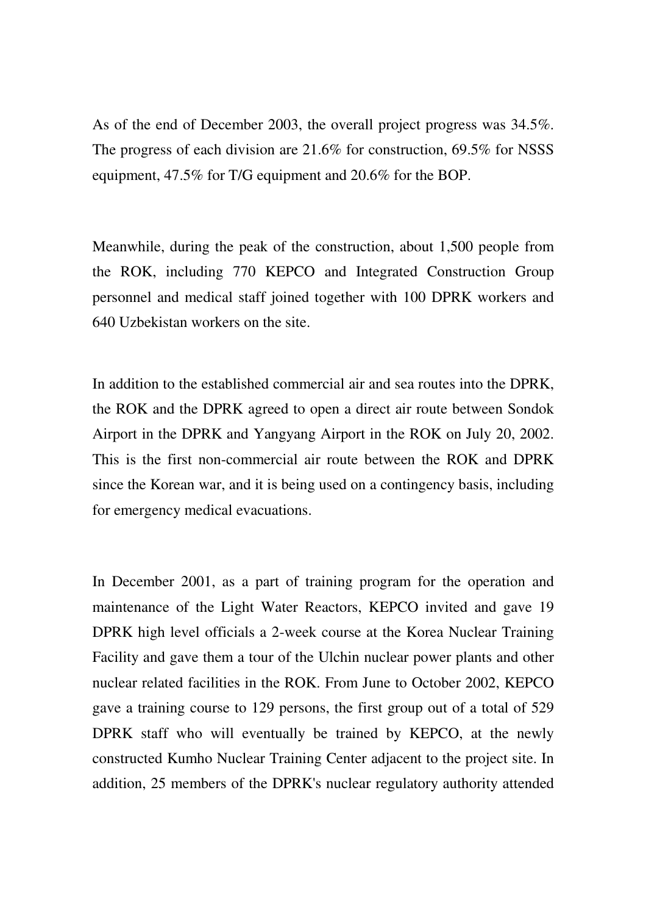As of the end of December 2003, the overall project progress was 34.5%. The progress of each division are 21.6% for construction, 69.5% for NSSS equipment, 47.5% for T/G equipment and 20.6% for the BOP.

Meanwhile, during the peak of the construction, about 1,500 people from the ROK, including 770 KEPCO and Integrated Construction Group personnel and medical staff joined together with 100 DPRK workers and 640 Uzbekistan workers on the site.

In addition to the established commercial air and sea routes into the DPRK, the ROK and the DPRK agreed to open a direct air route between Sondok Airport in the DPRK and Yangyang Airport in the ROK on July 20, 2002. This is the first non-commercial air route between the ROK and DPRK since the Korean war, and it is being used on a contingency basis, including for emergency medical evacuations.

In December 2001, as a part of training program for the operation and maintenance of the Light Water Reactors, KEPCO invited and gave 19 DPRK high level officials a 2-week course at the Korea Nuclear Training Facility and gave them a tour of the Ulchin nuclear power plants and other nuclear related facilities in the ROK. From June to October 2002, KEPCO gave a training course to 129 persons, the first group out of a total of 529 DPRK staff who will eventually be trained by KEPCO, at the newly constructed Kumho Nuclear Training Center adjacent to the project site. In addition, 25 members of the DPRK's nuclear regulatory authority attended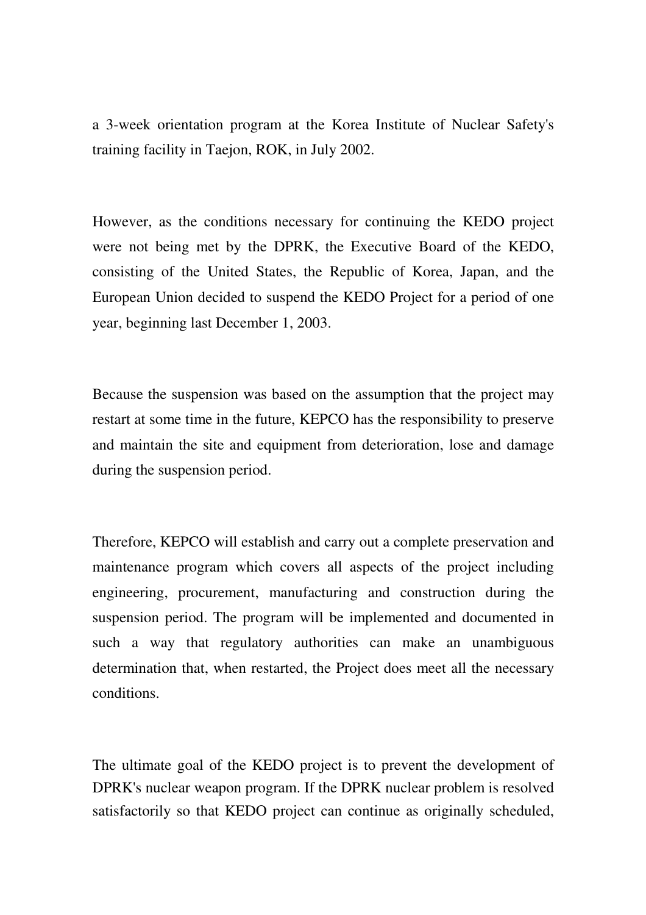a 3-week orientation program at the Korea Institute of Nuclear Safety's training facility in Taejon, ROK, in July 2002.

However, as the conditions necessary for continuing the KEDO project were not being met by the DPRK, the Executive Board of the KEDO, consisting of the United States, the Republic of Korea, Japan, and the European Union decided to suspend the KEDO Project for a period of one year, beginning last December 1, 2003.

Because the suspension was based on the assumption that the project may restart at some time in the future, KEPCO has the responsibility to preserve and maintain the site and equipment from deterioration, lose and damage during the suspension period.

Therefore, KEPCO will establish and carry out a complete preservation and maintenance program which covers all aspects of the project including engineering, procurement, manufacturing and construction during the suspension period. The program will be implemented and documented in such a way that regulatory authorities can make an unambiguous determination that, when restarted, the Project does meet all the necessary conditions.

The ultimate goal of the KEDO project is to prevent the development of DPRK's nuclear weapon program. If the DPRK nuclear problem is resolved satisfactorily so that KEDO project can continue as originally scheduled,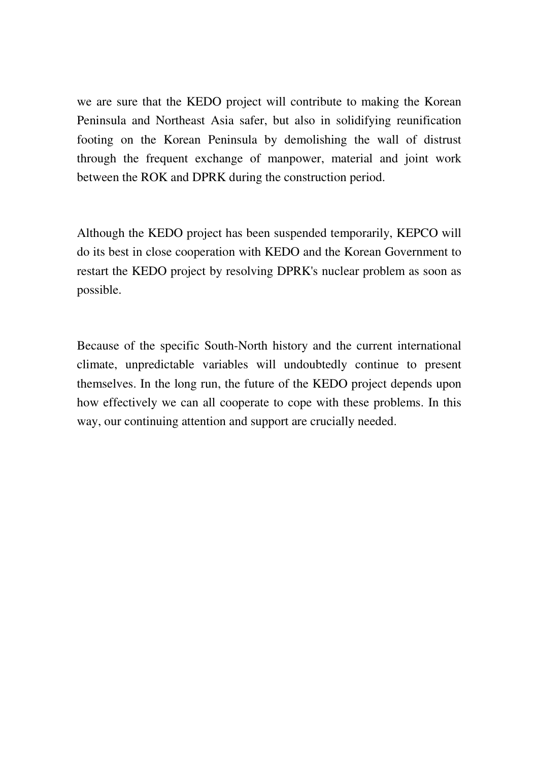we are sure that the KEDO project will contribute to making the Korean Peninsula and Northeast Asia safer, but also in solidifying reunification footing on the Korean Peninsula by demolishing the wall of distrust through the frequent exchange of manpower, material and joint work between the ROK and DPRK during the construction period.

Although the KEDO project has been suspended temporarily, KEPCO will do its best in close cooperation with KEDO and the Korean Government to restart the KEDO project by resolving DPRK's nuclear problem as soon as possible.

Because of the specific South-North history and the current international climate, unpredictable variables will undoubtedly continue to present themselves. In the long run, the future of the KEDO project depends upon how effectively we can all cooperate to cope with these problems. In this way, our continuing attention and support are crucially needed.